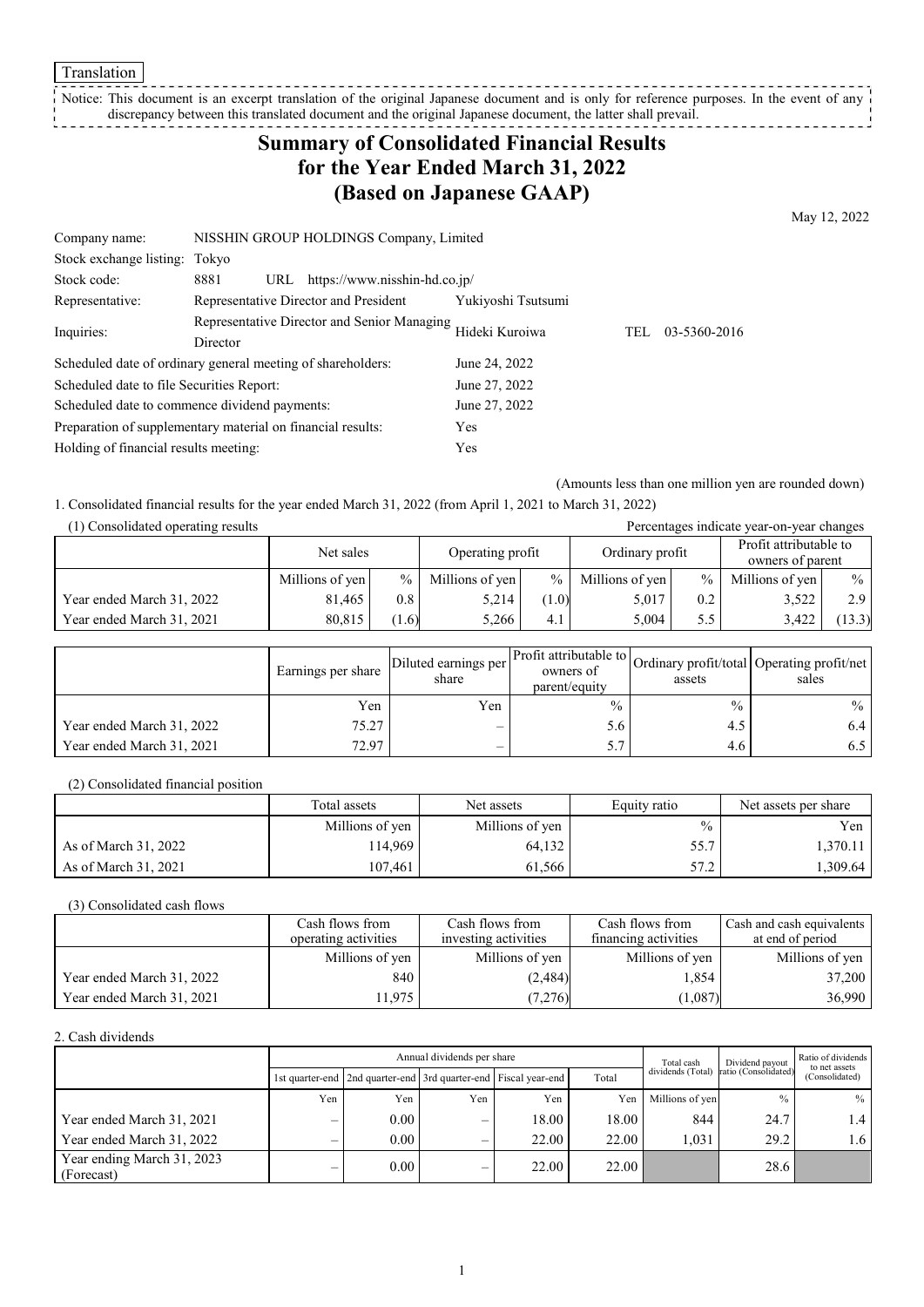Translation

Notice: This document is an excerpt translation of the original Japanese document and is only for reference purposes. In the event of any discrepancy between this translated document and the original Japanese document, the latter shall prevail.

# Summary of Consolidated Financial Results for the Year Ended March 31, 2022 (Based on Japanese GAAP)

May 12, 2022

| | | | |
|---|---|---|---|
| Company name: | NISSHIN GROUP HOLDINGS Company, Limited | | |
| Stock exchange listing: | Tokyo | | |
| Stock code: | 8881 URL https://www.nisshin-hd.co.jp/ | | |
| Representative: | Representative Director and President | Yukiyoshi Tsutsumi | |
| Inquiries: | Representative Director and Senior Managing Director | Hideki Kuroiwa | TEL 03-5360-2016 |

| | |
|---|---|
| Scheduled date of ordinary general meeting of shareholders: | June 24, 2022 |
| Scheduled date to file Securities Report: | June 27, 2022 |
| Scheduled date to commence dividend payments: | June 27, 2022 |
| Preparation of supplementary material on financial results: | Yes |
| Holding of financial results meeting: | Yes |

(Amounts less than one million yen are rounded down)

1. Consolidated financial results for the year ended March 31, 2022 (from April 1, 2021 to March 31, 2022)

(1) Consolidated operating results

Percentages indicate year-on-year changes

| | Net sales | | Operating profit | | Ordinary profit | | Profit attributable to owners of parent | |
|---|---|---|---|---|---|---|---|---|
| | Millions of yen | % | Millions of yen | % | Millions of yen | % | Millions of yen | % |
| Year ended March 31, 2022 | 81,465 | 0.8 | 5,214 | (1.0) | 5,017 | 0.2 | 3,522 | 2.9 |
| Year ended March 31, 2021 | 80,815 | (1.6) | 5,266 | 4.1 | 5,004 | 5.5 | 3,422 | (13.3) |

| | Earnings per share | Diluted earnings per share | Profit attributable to owners of parent/equity | Ordinary profit/total assets | Operating profit/net sales |
|---|---|---|---|---|---|
| | Yen | Yen | % | % | % |
| Year ended March 31, 2022 | 75.27 | – | 5.6 | 4.5 | 6.4 |
| Year ended March 31, 2021 | 72.97 | – | 5.7 | 4.6 | 6.5 |

(2) Consolidated financial position

| | Total assets | Net assets | Equity ratio | Net assets per share |
|---|---|---|---|---|
| | Millions of yen | Millions of yen | % | Yen |
| As of March 31, 2022 | 114,969 | 64,132 | 55.7 | 1,370.11 |
| As of March 31, 2021 | 107,461 | 61,566 | 57.2 | 1,309.64 |

(3) Consolidated cash flows

| | Cash flows from operating activities | Cash flows from investing activities | Cash flows from financing activities | Cash and cash equivalents at end of period |
|---|---|---|---|---|
| | Millions of yen | Millions of yen | Millions of yen | Millions of yen |
| Year ended March 31, 2022 | 840 | (2,484) | 1,854 | 37,200 |
| Year ended March 31, 2021 | 11,975 | (7,276) | (1,087) | 36,990 |

2. Cash dividends

| | Annual dividends per share | | | | | Total cash dividends (Total) | Dividend payout ratio (Consolidated) | Ratio of dividends to net assets (Consolidated) |
|---|---|---|---|---|---|---|---|---|
| | 1st quarter-end | 2nd quarter-end | 3rd quarter-end | Fiscal year-end | Total | | | |
| | Yen | Yen | Yen | Yen | Yen | Millions of yen | % | % |
| Year ended March 31, 2021 | – | 0.00 | – | 18.00 | 18.00 | 844 | 24.7 | 1.4 |
| Year ended March 31, 2022 | – | 0.00 | – | 22.00 | 22.00 | 1,031 | 29.2 | 1.6 |
| Year ending March 31, 2023 (Forecast) | – | 0.00 | – | 22.00 | 22.00 | | 28.6 | |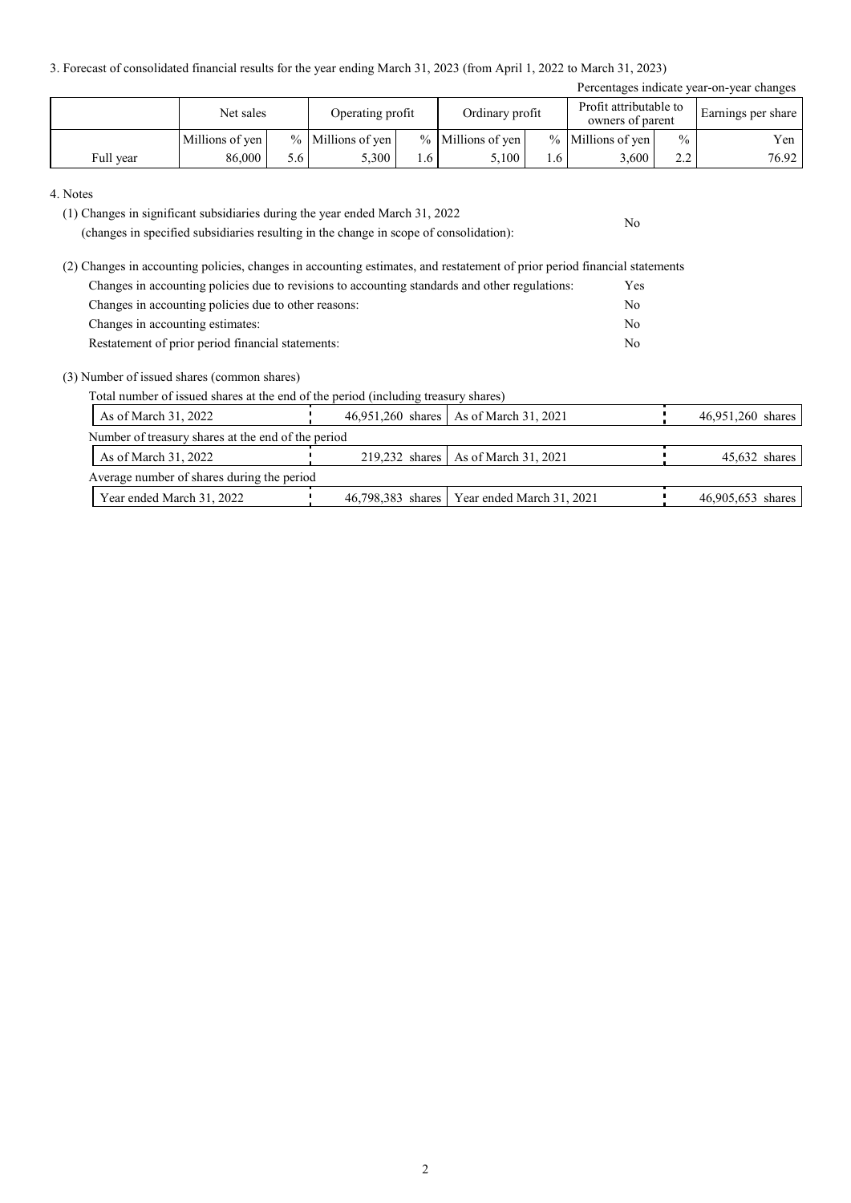3. Forecast of consolidated financial results for the year ending March 31, 2023 (from April 1, 2022 to March 31, 2023)

Percentages indicate year-on-year changes

| | Net sales | | Operating profit | | Ordinary profit | | Profit attributable to owners of parent | | Earnings per share |
|---|---|---|---|---|---|---|---|---|---|
| | Millions of yen | % | Millions of yen | % | Millions of yen | % | Millions of yen | % | Yen |
| Full year | 86,000 | 5.6 | 5,300 | 1.6 | 5,100 | 1.6 | 3,600 | 2.2 | 76.92 |

4. Notes

(1) Changes in significant subsidiaries during the year ended March 31, 2022
(changes in specified subsidiaries resulting in the change in scope of consolidation): No

(2) Changes in accounting policies, changes in accounting estimates, and restatement of prior period financial statements

| | |
|---|---|
| Changes in accounting policies due to revisions to accounting standards and other regulations: | Yes |
| Changes in accounting policies due to other reasons: | No |
| Changes in accounting estimates: | No |
| Restatement of prior period financial statements: | No |

(3) Number of issued shares (common shares)

Total number of issued shares at the end of the period (including treasury shares)

| | | | |
|---|---|---|---|
| As of March 31, 2022 | 46,951,260 shares | As of March 31, 2021 | 46,951,260 shares |

Number of treasury shares at the end of the period

| | | | |
|---|---|---|---|
| As of March 31, 2022 | 219,232 shares | As of March 31, 2021 | 45,632 shares |

Average number of shares during the period

| | | | |
|---|---|---|---|
| Year ended March 31, 2022 | 46,798,383 shares | Year ended March 31, 2021 | 46,905,653 shares |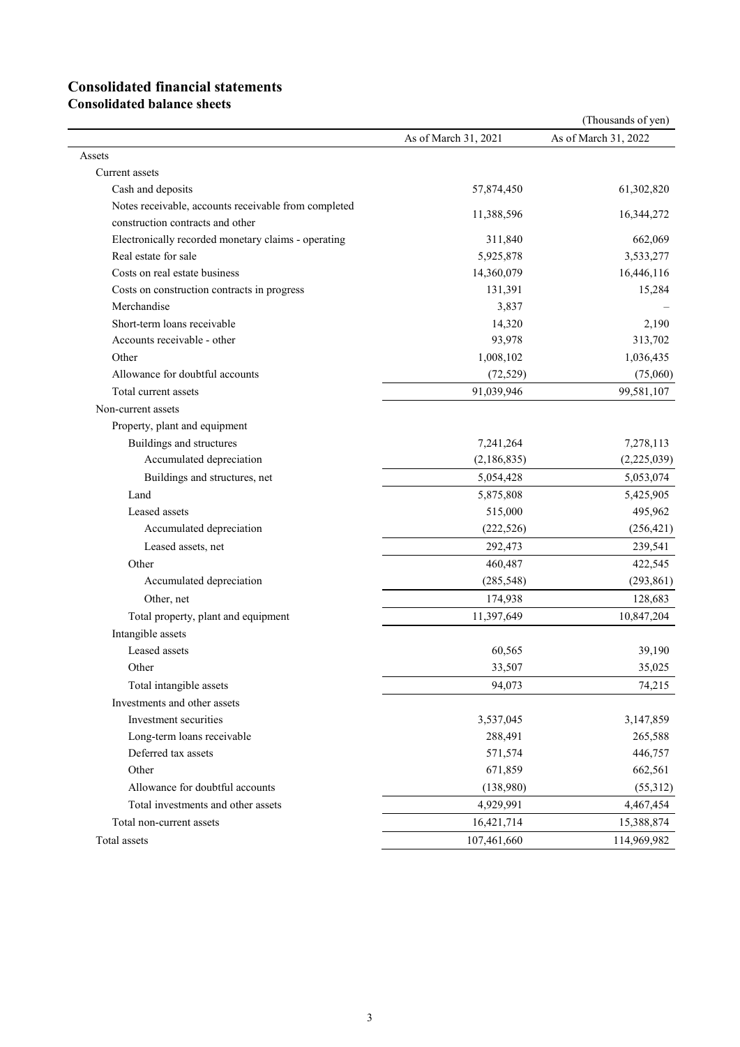# Consolidated financial statements

## Consolidated balance sheets

(Thousands of yen)

| | As of March 31, 2021 | As of March 31, 2022 |
|---|---|---|
| Assets | | |
| Current assets | | |
| Cash and deposits | 57,874,450 | 61,302,820 |
| Notes receivable, accounts receivable from completed construction contracts and other | 11,388,596 | 16,344,272 |
| Electronically recorded monetary claims - operating | 311,840 | 662,069 |
| Real estate for sale | 5,925,878 | 3,533,277 |
| Costs on real estate business | 14,360,079 | 16,446,116 |
| Costs on construction contracts in progress | 131,391 | 15,284 |
| Merchandise | 3,837 | – |
| Short-term loans receivable | 14,320 | 2,190 |
| Accounts receivable - other | 93,978 | 313,702 |
| Other | 1,008,102 | 1,036,435 |
| Allowance for doubtful accounts | (72,529) | (75,060) |
| Total current assets | 91,039,946 | 99,581,107 |
| Non-current assets | | |
| Property, plant and equipment | | |
| Buildings and structures | 7,241,264 | 7,278,113 |
| Accumulated depreciation | (2,186,835) | (2,225,039) |
| Buildings and structures, net | 5,054,428 | 5,053,074 |
| Land | 5,875,808 | 5,425,905 |
| Leased assets | 515,000 | 495,962 |
| Accumulated depreciation | (222,526) | (256,421) |
| Leased assets, net | 292,473 | 239,541 |
| Other | 460,487 | 422,545 |
| Accumulated depreciation | (285,548) | (293,861) |
| Other, net | 174,938 | 128,683 |
| Total property, plant and equipment | 11,397,649 | 10,847,204 |
| Intangible assets | | |
| Leased assets | 60,565 | 39,190 |
| Other | 33,507 | 35,025 |
| Total intangible assets | 94,073 | 74,215 |
| Investments and other assets | | |
| Investment securities | 3,537,045 | 3,147,859 |
| Long-term loans receivable | 288,491 | 265,588 |
| Deferred tax assets | 571,574 | 446,757 |
| Other | 671,859 | 662,561 |
| Allowance for doubtful accounts | (138,980) | (55,312) |
| Total investments and other assets | 4,929,991 | 4,467,454 |
| Total non-current assets | 16,421,714 | 15,388,874 |
| Total assets | 107,461,660 | 114,969,982 |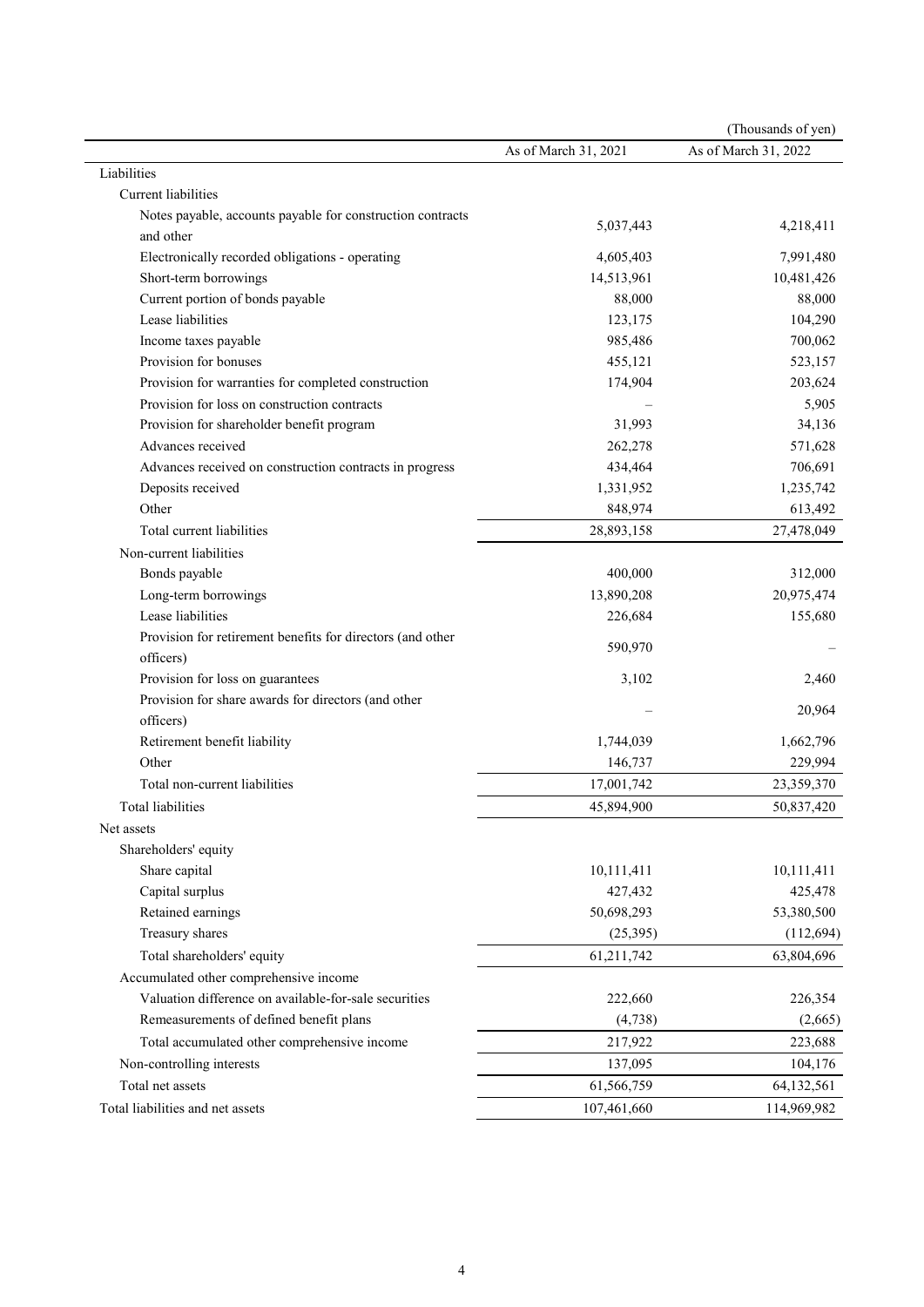(Thousands of yen)

| | As of March 31, 2021 | As of March 31, 2022 |
|---|---|---|
| Liabilities | | |
| Current liabilities | | |
| Notes payable, accounts payable for construction contracts and other | 5,037,443 | 4,218,411 |
| Electronically recorded obligations - operating | 4,605,403 | 7,991,480 |
| Short-term borrowings | 14,513,961 | 10,481,426 |
| Current portion of bonds payable | 88,000 | 88,000 |
| Lease liabilities | 123,175 | 104,290 |
| Income taxes payable | 985,486 | 700,062 |
| Provision for bonuses | 455,121 | 523,157 |
| Provision for warranties for completed construction | 174,904 | 203,624 |
| Provision for loss on construction contracts | – | 5,905 |
| Provision for shareholder benefit program | 31,993 | 34,136 |
| Advances received | 262,278 | 571,628 |
| Advances received on construction contracts in progress | 434,464 | 706,691 |
| Deposits received | 1,331,952 | 1,235,742 |
| Other | 848,974 | 613,492 |
| Total current liabilities | 28,893,158 | 27,478,049 |
| Non-current liabilities | | |
| Bonds payable | 400,000 | 312,000 |
| Long-term borrowings | 13,890,208 | 20,975,474 |
| Lease liabilities | 226,684 | 155,680 |
| Provision for retirement benefits for directors (and other officers) | 590,970 | – |
| Provision for loss on guarantees | 3,102 | 2,460 |
| Provision for share awards for directors (and other officers) | – | 20,964 |
| Retirement benefit liability | 1,744,039 | 1,662,796 |
| Other | 146,737 | 229,994 |
| Total non-current liabilities | 17,001,742 | 23,359,370 |
| Total liabilities | 45,894,900 | 50,837,420 |
| Net assets | | |
| Shareholders' equity | | |
| Share capital | 10,111,411 | 10,111,411 |
| Capital surplus | 427,432 | 425,478 |
| Retained earnings | 50,698,293 | 53,380,500 |
| Treasury shares | (25,395) | (112,694) |
| Total shareholders' equity | 61,211,742 | 63,804,696 |
| Accumulated other comprehensive income | | |
| Valuation difference on available-for-sale securities | 222,660 | 226,354 |
| Remeasurements of defined benefit plans | (4,738) | (2,665) |
| Total accumulated other comprehensive income | 217,922 | 223,688 |
| Non-controlling interests | 137,095 | 104,176 |
| Total net assets | 61,566,759 | 64,132,561 |
| Total liabilities and net assets | 107,461,660 | 114,969,982 |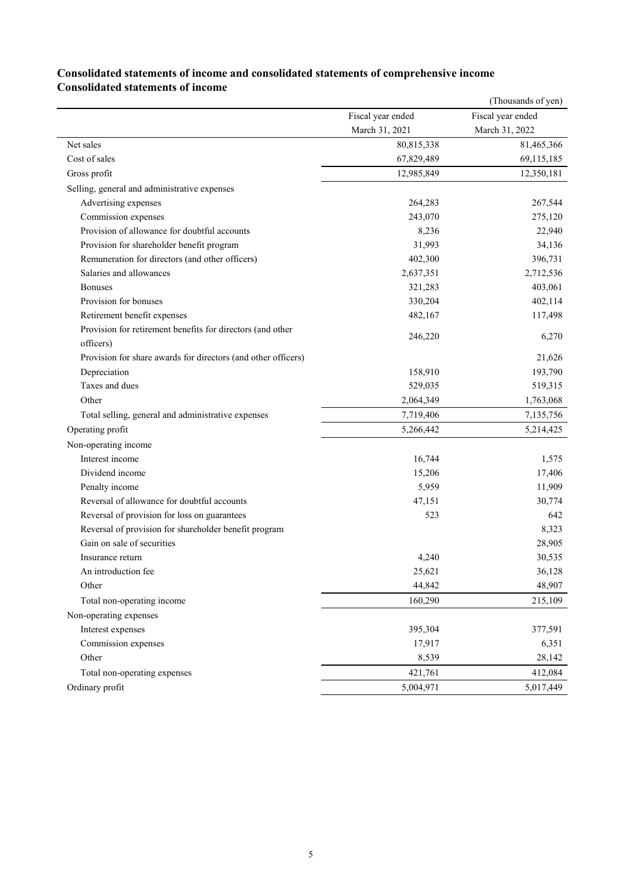## Consolidated statements of income and consolidated statements of comprehensive income

## Consolidated statements of income

(Thousands of yen)

| | Fiscal year ended March 31, 2021 | Fiscal year ended March 31, 2022 |
|---|---|---|
| Net sales | 80,815,338 | 81,465,366 |
| Cost of sales | 67,829,489 | 69,115,185 |
| Gross profit | 12,985,849 | 12,350,181 |
| Selling, general and administrative expenses | | |
| Advertising expenses | 264,283 | 267,544 |
| Commission expenses | 243,070 | 275,120 |
| Provision of allowance for doubtful accounts | 8,236 | 22,940 |
| Provision for shareholder benefit program | 31,993 | 34,136 |
| Remuneration for directors (and other officers) | 402,300 | 396,731 |
| Salaries and allowances | 2,637,351 | 2,712,536 |
| Bonuses | 321,283 | 403,061 |
| Provision for bonuses | 330,204 | 402,114 |
| Retirement benefit expenses | 482,167 | 117,498 |
| Provision for retirement benefits for directors (and other officers) | 246,220 | 6,270 |
| Provision for share awards for directors (and other officers) | | 21,626 |
| Depreciation | 158,910 | 193,790 |
| Taxes and dues | 529,035 | 519,315 |
| Other | 2,064,349 | 1,763,068 |
| Total selling, general and administrative expenses | 7,719,406 | 7,135,756 |
| Operating profit | 5,266,442 | 5,214,425 |
| Non-operating income | | |
| Interest income | 16,744 | 1,575 |
| Dividend income | 15,206 | 17,406 |
| Penalty income | 5,959 | 11,909 |
| Reversal of allowance for doubtful accounts | 47,151 | 30,774 |
| Reversal of provision for loss on guarantees | 523 | 642 |
| Reversal of provision for shareholder benefit program | | 8,323 |
| Gain on sale of securities | | 28,905 |
| Insurance return | 4,240 | 30,535 |
| An introduction fee | 25,621 | 36,128 |
| Other | 44,842 | 48,907 |
| Total non-operating income | 160,290 | 215,109 |
| Non-operating expenses | | |
| Interest expenses | 395,304 | 377,591 |
| Commission expenses | 17,917 | 6,351 |
| Other | 8,539 | 28,142 |
| Total non-operating expenses | 421,761 | 412,084 |
| Ordinary profit | 5,004,971 | 5,017,449 |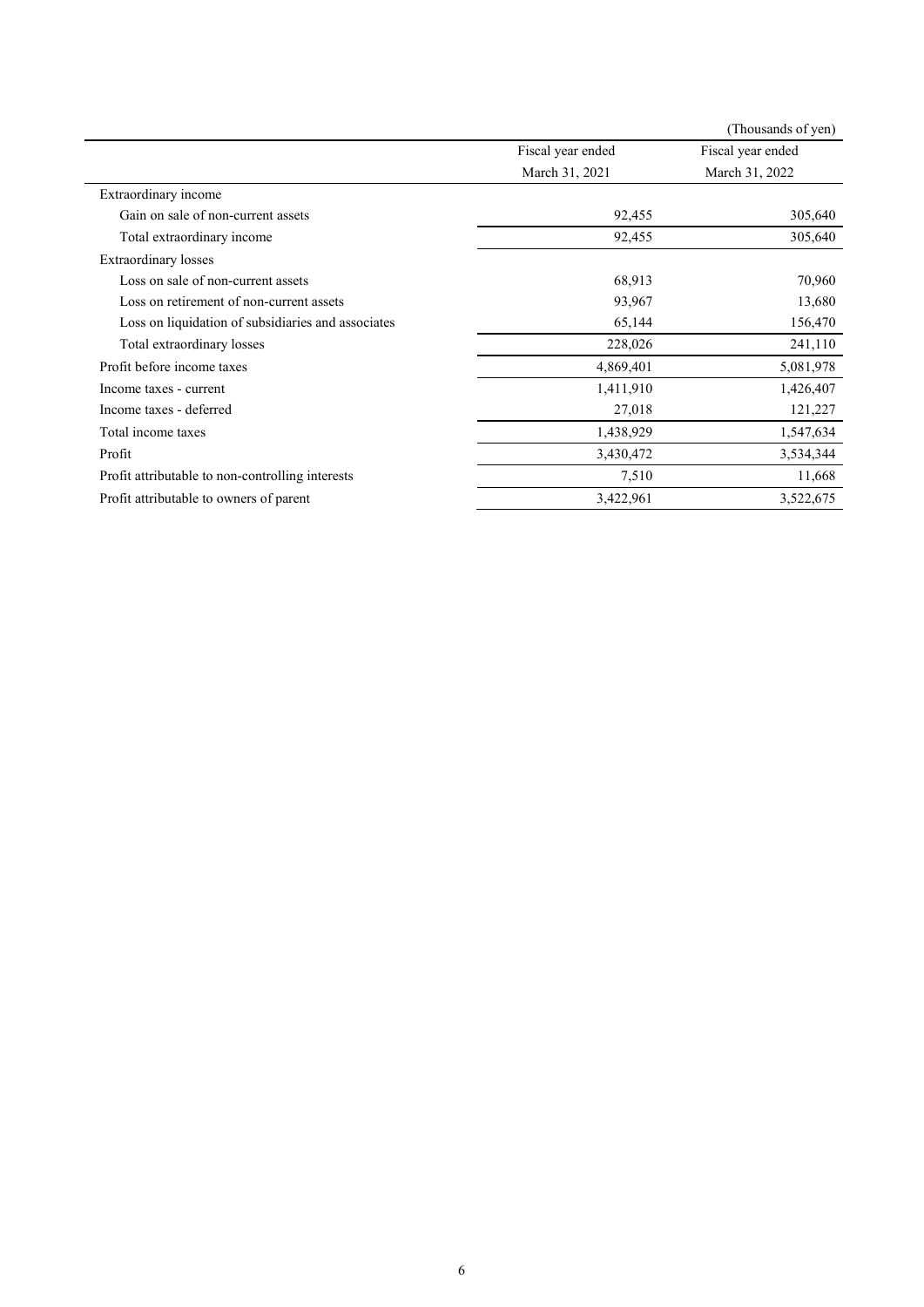(Thousands of yen)

| | Fiscal year ended March 31, 2021 | Fiscal year ended March 31, 2022 |
|---|---|---|
| Extraordinary income | | |
| Gain on sale of non-current assets | 92,455 | 305,640 |
| Total extraordinary income | 92,455 | 305,640 |
| Extraordinary losses | | |
| Loss on sale of non-current assets | 68,913 | 70,960 |
| Loss on retirement of non-current assets | 93,967 | 13,680 |
| Loss on liquidation of subsidiaries and associates | 65,144 | 156,470 |
| Total extraordinary losses | 228,026 | 241,110 |
| Profit before income taxes | 4,869,401 | 5,081,978 |
| Income taxes - current | 1,411,910 | 1,426,407 |
| Income taxes - deferred | 27,018 | 121,227 |
| Total income taxes | 1,438,929 | 1,547,634 |
| Profit | 3,430,472 | 3,534,344 |
| Profit attributable to non-controlling interests | 7,510 | 11,668 |
| Profit attributable to owners of parent | 3,422,961 | 3,522,675 |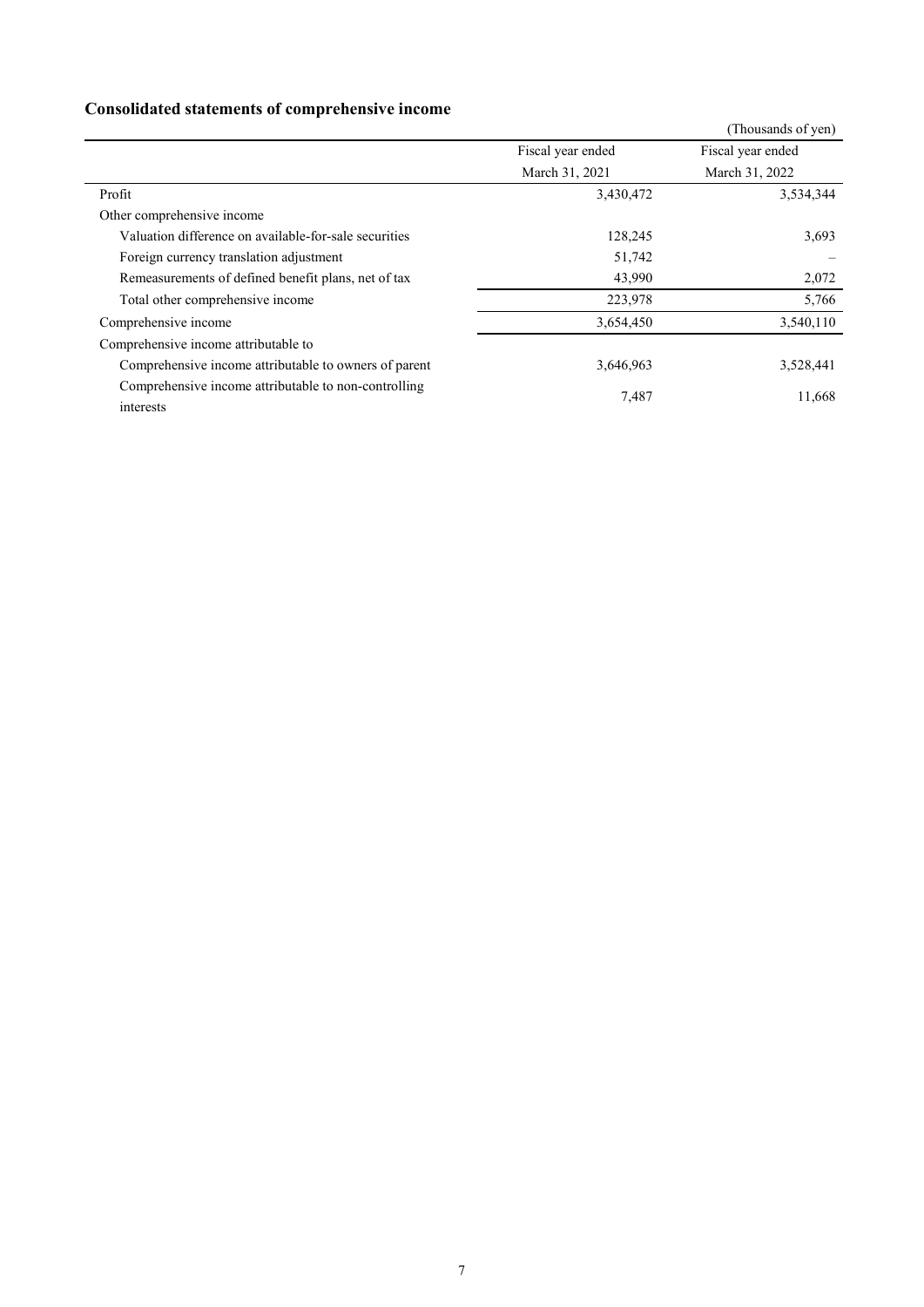## Consolidated statements of comprehensive income

(Thousands of yen)

| | Fiscal year ended March 31, 2021 | Fiscal year ended March 31, 2022 |
|---|---|---|
| Profit | 3,430,472 | 3,534,344 |
| Other comprehensive income | | |
| Valuation difference on available-for-sale securities | 128,245 | 3,693 |
| Foreign currency translation adjustment | 51,742 | – |
| Remeasurements of defined benefit plans, net of tax | 43,990 | 2,072 |
| Total other comprehensive income | 223,978 | 5,766 |
| Comprehensive income | 3,654,450 | 3,540,110 |
| Comprehensive income attributable to | | |
| Comprehensive income attributable to owners of parent | 3,646,963 | 3,528,441 |
| Comprehensive income attributable to non-controlling interests | 7,487 | 11,668 |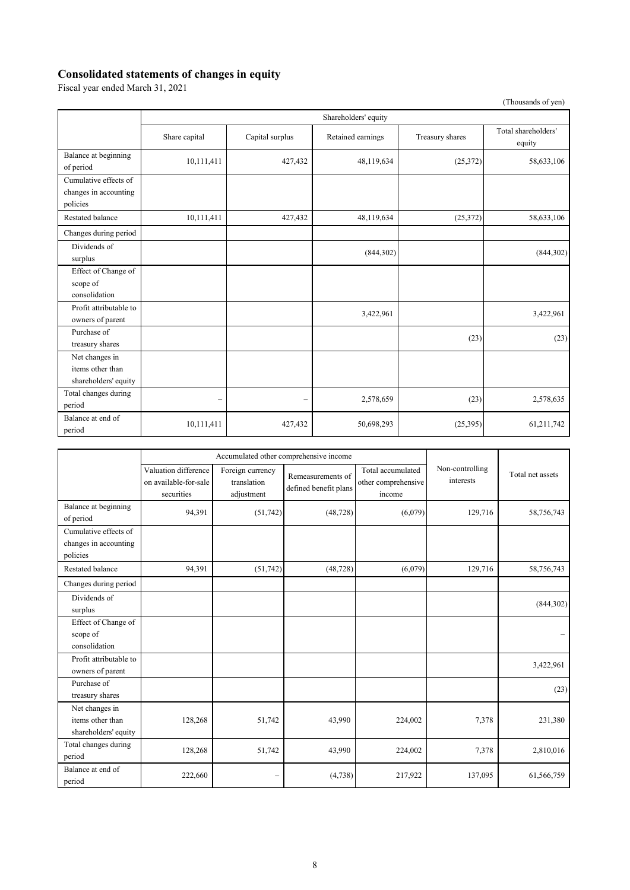## Consolidated statements of changes in equity

Fiscal year ended March 31, 2021

(Thousands of yen)

| | Shareholders' equity | | | | |
|---|---|---|---|---|---|
| | Share capital | Capital surplus | Retained earnings | Treasury shares | Total shareholders' equity |
| Balance at beginning of period | 10,111,411 | 427,432 | 48,119,634 | (25,372) | 58,633,106 |
| Cumulative effects of changes in accounting policies | | | | | |
| Restated balance | 10,111,411 | 427,432 | 48,119,634 | (25,372) | 58,633,106 |
| Changes during period | | | | | |
| Dividends of surplus | | | (844,302) | | (844,302) |
| Effect of Change of scope of consolidation | | | | | |
| Profit attributable to owners of parent | | | 3,422,961 | | 3,422,961 |
| Purchase of treasury shares | | | | (23) | (23) |
| Net changes in items other than shareholders' equity | | | | | |
| Total changes during period | – | – | 2,578,659 | (23) | 2,578,635 |
| Balance at end of period | 10,111,411 | 427,432 | 50,698,293 | (25,395) | 61,211,742 |

| | Accumulated other comprehensive income | | | | Non-controlling interests | Total net assets |
|---|---|---|---|---|---|---|
| | Valuation difference on available-for-sale securities | Foreign currency translation adjustment | Remeasurements of defined benefit plans | Total accumulated other comprehensive income | | |
| Balance at beginning of period | 94,391 | (51,742) | (48,728) | (6,079) | 129,716 | 58,756,743 |
| Cumulative effects of changes in accounting policies | | | | | | |
| Restated balance | 94,391 | (51,742) | (48,728) | (6,079) | 129,716 | 58,756,743 |
| Changes during period | | | | | | |
| Dividends of surplus | | | | | | (844,302) |
| Effect of Change of scope of consolidation | | | | | | – |
| Profit attributable to owners of parent | | | | | | 3,422,961 |
| Purchase of treasury shares | | | | | | (23) |
| Net changes in items other than shareholders' equity | 128,268 | 51,742 | 43,990 | 224,002 | 7,378 | 231,380 |
| Total changes during period | 128,268 | 51,742 | 43,990 | 224,002 | 7,378 | 2,810,016 |
| Balance at end of period | 222,660 | – | (4,738) | 217,922 | 137,095 | 61,566,759 |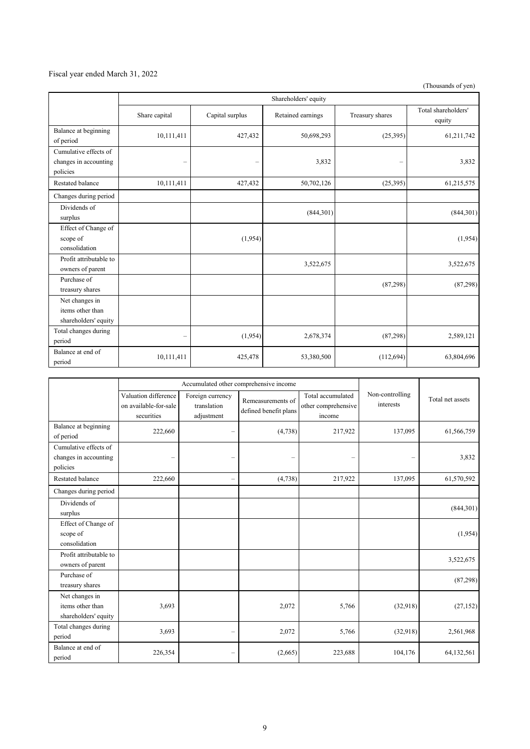Fiscal year ended March 31, 2022

(Thousands of yen)

| | Shareholders' equity | | | | |
|---|---|---|---|---|---|
| | Share capital | Capital surplus | Retained earnings | Treasury shares | Total shareholders' equity |
| Balance at beginning of period | 10,111,411 | 427,432 | 50,698,293 | (25,395) | 61,211,742 |
| Cumulative effects of changes in accounting policies | – | – | 3,832 | – | 3,832 |
| Restated balance | 10,111,411 | 427,432 | 50,702,126 | (25,395) | 61,215,575 |
| Changes during period | | | | | |
| Dividends of surplus | | | (844,301) | | (844,301) |
| Effect of Change of scope of consolidation | | (1,954) | | | (1,954) |
| Profit attributable to owners of parent | | | 3,522,675 | | 3,522,675 |
| Purchase of treasury shares | | | | (87,298) | (87,298) |
| Net changes in items other than shareholders' equity | | | | | |
| Total changes during period | – | (1,954) | 2,678,374 | (87,298) | 2,589,121 |
| Balance at end of period | 10,111,411 | 425,478 | 53,380,500 | (112,694) | 63,804,696 |

| | Accumulated other comprehensive income | | | | Non-controlling interests | Total net assets |
|---|---|---|---|---|---|---|
| | Valuation difference on available-for-sale securities | Foreign currency translation adjustment | Remeasurements of defined benefit plans | Total accumulated other comprehensive income | | |
| Balance at beginning of period | 222,660 | – | (4,738) | 217,922 | 137,095 | 61,566,759 |
| Cumulative effects of changes in accounting policies | – | – | – | – | – | 3,832 |
| Restated balance | 222,660 | – | (4,738) | 217,922 | 137,095 | 61,570,592 |
| Changes during period | | | | | | |
| Dividends of surplus | | | | | | (844,301) |
| Effect of Change of scope of consolidation | | | | | | (1,954) |
| Profit attributable to owners of parent | | | | | | 3,522,675 |
| Purchase of treasury shares | | | | | | (87,298) |
| Net changes in items other than shareholders' equity | 3,693 | | 2,072 | 5,766 | (32,918) | (27,152) |
| Total changes during period | 3,693 | – | 2,072 | 5,766 | (32,918) | 2,561,968 |
| Balance at end of period | 226,354 | – | (2,665) | 223,688 | 104,176 | 64,132,561 |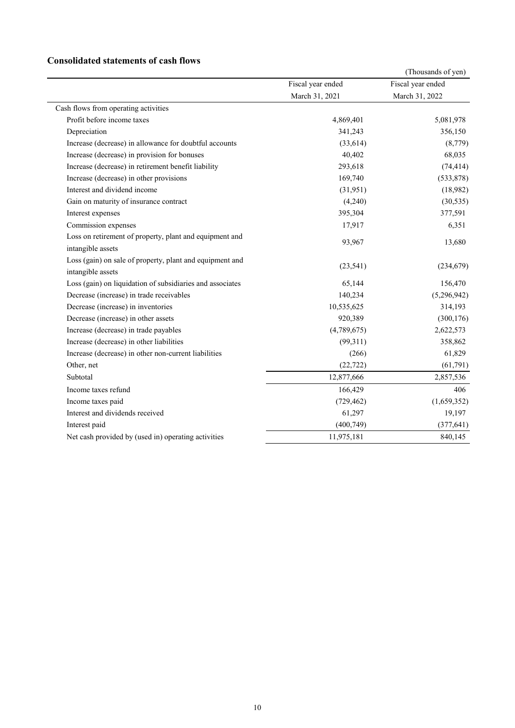## Consolidated statements of cash flows

(Thousands of yen)

| | Fiscal year ended March 31, 2021 | Fiscal year ended March 31, 2022 |
|---|---|---|
| Cash flows from operating activities | | |
| Profit before income taxes | 4,869,401 | 5,081,978 |
| Depreciation | 341,243 | 356,150 |
| Increase (decrease) in allowance for doubtful accounts | (33,614) | (8,779) |
| Increase (decrease) in provision for bonuses | 40,402 | 68,035 |
| Increase (decrease) in retirement benefit liability | 293,618 | (74,414) |
| Increase (decrease) in other provisions | 169,740 | (533,878) |
| Interest and dividend income | (31,951) | (18,982) |
| Gain on maturity of insurance contract | (4,240) | (30,535) |
| Interest expenses | 395,304 | 377,591 |
| Commission expenses | 17,917 | 6,351 |
| Loss on retirement of property, plant and equipment and intangible assets | 93,967 | 13,680 |
| Loss (gain) on sale of property, plant and equipment and intangible assets | (23,541) | (234,679) |
| Loss (gain) on liquidation of subsidiaries and associates | 65,144 | 156,470 |
| Decrease (increase) in trade receivables | 140,234 | (5,296,942) |
| Decrease (increase) in inventories | 10,535,625 | 314,193 |
| Decrease (increase) in other assets | 920,389 | (300,176) |
| Increase (decrease) in trade payables | (4,789,675) | 2,622,573 |
| Increase (decrease) in other liabilities | (99,311) | 358,862 |
| Increase (decrease) in other non-current liabilities | (266) | 61,829 |
| Other, net | (22,722) | (61,791) |
| Subtotal | 12,877,666 | 2,857,536 |
| Income taxes refund | 166,429 | 406 |
| Income taxes paid | (729,462) | (1,659,352) |
| Interest and dividends received | 61,297 | 19,197 |
| Interest paid | (400,749) | (377,641) |
| Net cash provided by (used in) operating activities | 11,975,181 | 840,145 |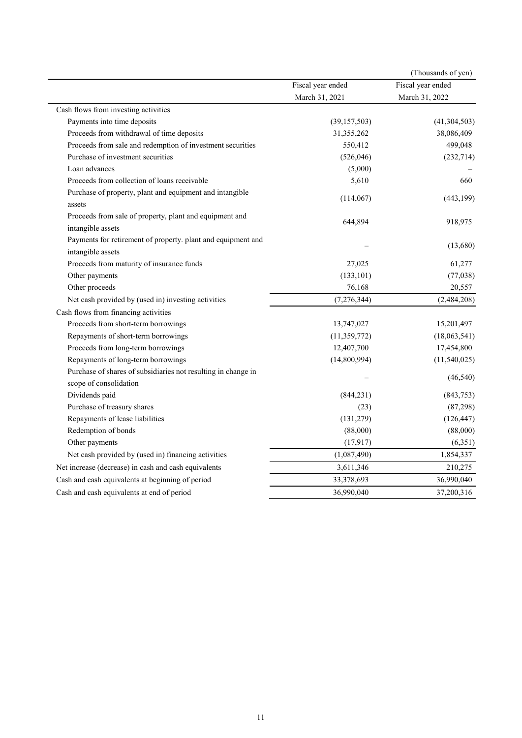(Thousands of yen)

| | Fiscal year ended March 31, 2021 | Fiscal year ended March 31, 2022 |
|---|---|---|
| Cash flows from investing activities | | |
| Payments into time deposits | (39,157,503) | (41,304,503) |
| Proceeds from withdrawal of time deposits | 31,355,262 | 38,086,409 |
| Proceeds from sale and redemption of investment securities | 550,412 | 499,048 |
| Purchase of investment securities | (526,046) | (232,714) |
| Loan advances | (5,000) | – |
| Proceeds from collection of loans receivable | 5,610 | 660 |
| Purchase of property, plant and equipment and intangible assets | (114,067) | (443,199) |
| Proceeds from sale of property, plant and equipment and intangible assets | 644,894 | 918,975 |
| Payments for retirement of property. plant and equipment and intangible assets | – | (13,680) |
| Proceeds from maturity of insurance funds | 27,025 | 61,277 |
| Other payments | (133,101) | (77,038) |
| Other proceeds | 76,168 | 20,557 |
| Net cash provided by (used in) investing activities | (7,276,344) | (2,484,208) |
| Cash flows from financing activities | | |
| Proceeds from short-term borrowings | 13,747,027 | 15,201,497 |
| Repayments of short-term borrowings | (11,359,772) | (18,063,541) |
| Proceeds from long-term borrowings | 12,407,700 | 17,454,800 |
| Repayments of long-term borrowings | (14,800,994) | (11,540,025) |
| Purchase of shares of subsidiaries not resulting in change in scope of consolidation | – | (46,540) |
| Dividends paid | (844,231) | (843,753) |
| Purchase of treasury shares | (23) | (87,298) |
| Repayments of lease liabilities | (131,279) | (126,447) |
| Redemption of bonds | (88,000) | (88,000) |
| Other payments | (17,917) | (6,351) |
| Net cash provided by (used in) financing activities | (1,087,490) | 1,854,337 |
| Net increase (decrease) in cash and cash equivalents | 3,611,346 | 210,275 |
| Cash and cash equivalents at beginning of period | 33,378,693 | 36,990,040 |
| Cash and cash equivalents at end of period | 36,990,040 | 37,200,316 |